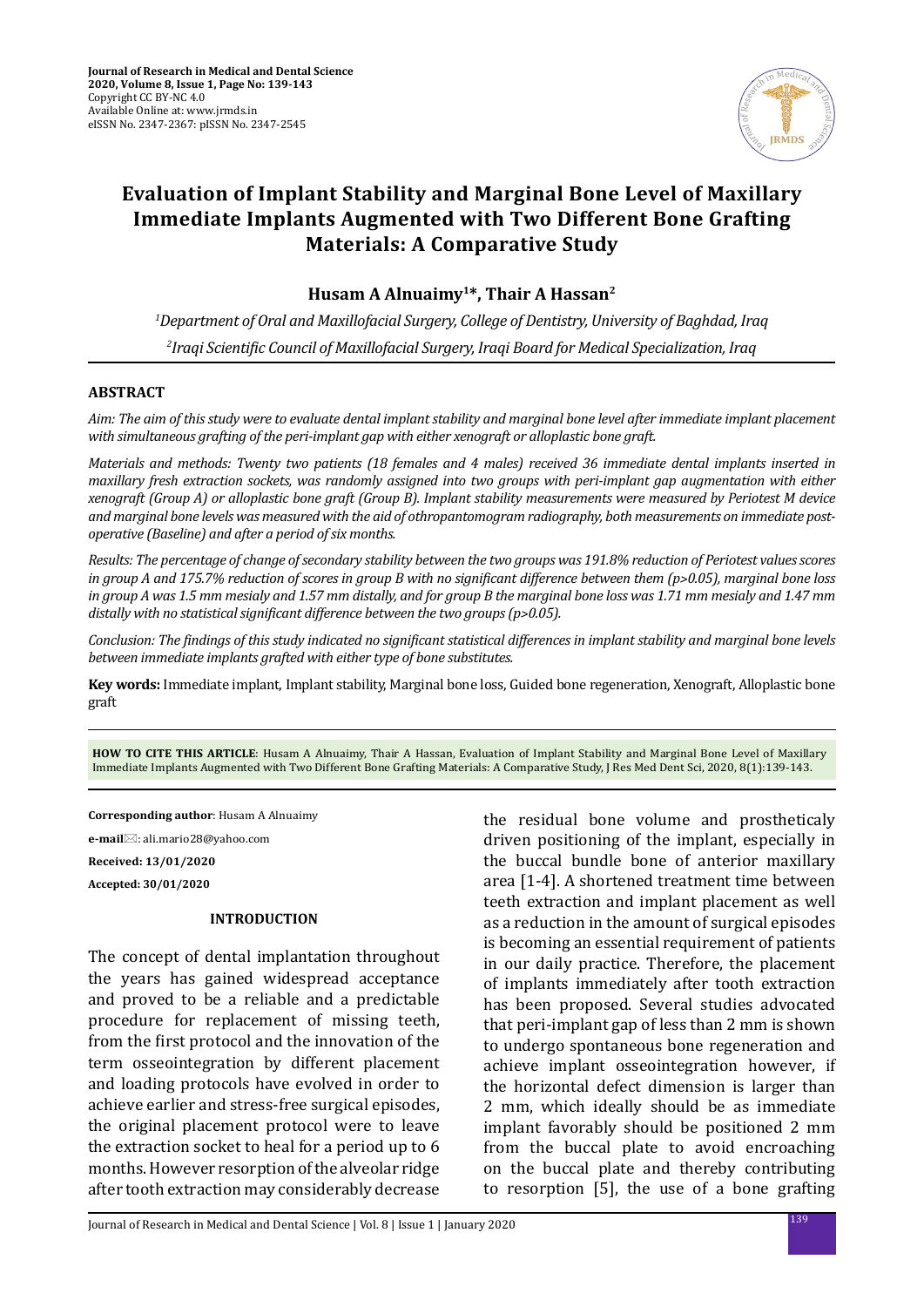# Evaluation of Implant Stability and Marginal Bone Level of Maxillary Immediate Implants Augmented with Two Different Bone Grafting Materials: A Comparative Study

**Husam A Alnuaimy[1]*, Thair A Hassan[2]**

[1]*Department of Oral and Maxillofacial Surgery, College of Dentistry, University of Baghdad, Iraq*

[2]*Iraqi Scientific Council of Maxillofacial Surgery, Iraqi Board for Medical Specialization, Iraq*

## ABSTRACT

*Aim: The aim of this study were to evaluate dental implant stability and marginal bone level after immediate implant placement with simultaneous grafting of the peri-implant gap with either xenograft or alloplastic bone graft.*

*Materials and methods: Twenty two patients (18 females and 4 males) received 36 immediate dental implants inserted in maxillary fresh extraction sockets, was randomly assigned into two groups with peri-implant gap augmentation with either xenograft (Group A) or alloplastic bone graft (Group B). Implant stability measurements were measured by Periotest M device and marginal bone levels was measured with the aid of othropantomogram radiography, both measurements on immediate post-operative (Baseline) and after a period of six months.*

*Results: The percentage of change of secondary stability between the two groups was 191.8% reduction of Periotest values scores in group A and 175.7% reduction of scores in group B with no significant difference between them (p>0.05), marginal bone loss in group A was 1.5 mm mesialy and 1.57 mm distally, and for group B the marginal bone loss was 1.71 mm mesialy and 1.47 mm distally with no statistical significant difference between the two groups (p>0.05).*

*Conclusion: The findings of this study indicated no significant statistical differences in implant stability and marginal bone levels between immediate implants grafted with either type of bone substitutes.*

**Key words:** Immediate implant, Implant stability, Marginal bone loss, Guided bone regeneration, Xenograft, Alloplastic bone graft

**HOW TO CITE THIS ARTICLE**: Husam A Alnuaimy, Thair A Hassan, Evaluation of Implant Stability and Marginal Bone Level of Maxillary Immediate Implants Augmented with Two Different Bone Grafting Materials: A Comparative Study, J Res Med Dent Sci, 2020, 8(1):139-143.

**Corresponding author**: Husam A Alnuaimy

**e-mail**: ali.mario28@yahoo.com

**Received: 13/01/2020**

**Accepted: 30/01/2020**

## INTRODUCTION

The concept of dental implantation throughout the years has gained widespread acceptance and proved to be a reliable and a predictable procedure for replacement of missing teeth, from the first protocol and the innovation of the term osseointegration by different placement and loading protocols have evolved in order to achieve earlier and stress-free surgical episodes, the original placement protocol were to leave the extraction socket to heal for a period up to 6 months. However resorption of the alveolar ridge after tooth extraction may considerably decrease the residual bone volume and prostheticaly driven positioning of the implant, especially in the buccal bundle bone of anterior maxillary area [1-4]. A shortened treatment time between teeth extraction and implant placement as well as a reduction in the amount of surgical episodes is becoming an essential requirement of patients in our daily practice. Therefore, the placement of implants immediately after tooth extraction has been proposed. Several studies advocated that peri-implant gap of less than 2 mm is shown to undergo spontaneous bone regeneration and achieve implant osseointegration however, if the horizontal defect dimension is larger than 2 mm, which ideally should be as immediate implant favorably should be positioned 2 mm from the buccal plate to avoid encroaching on the buccal plate and thereby contributing to resorption [5], the use of a bone grafting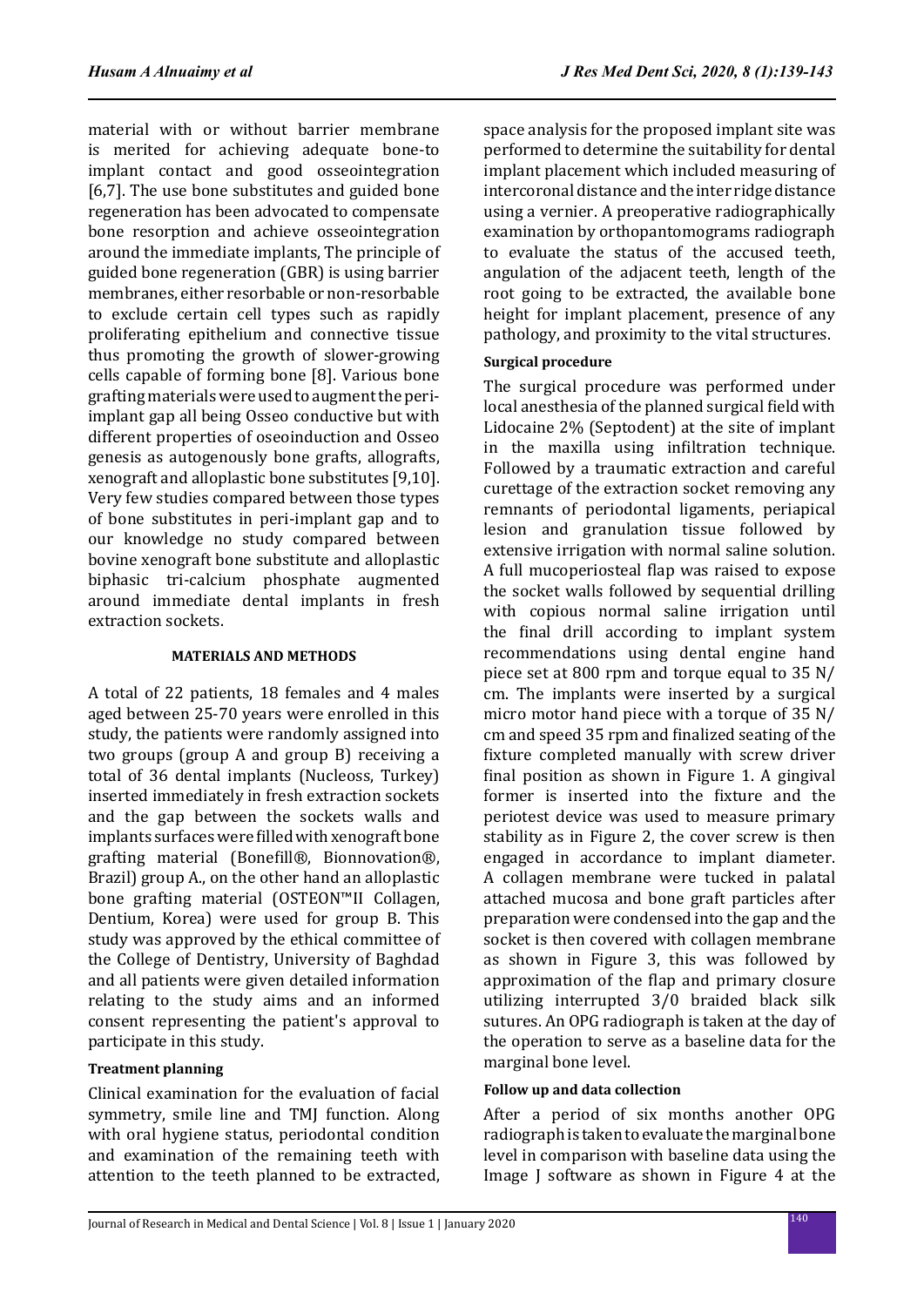material with or without barrier membrane is merited for achieving adequate bone-to implant contact and good osseointegration [6,7]. The use bone substitutes and guided bone regeneration has been advocated to compensate bone resorption and achieve osseointegration around the immediate implants, The principle of guided bone regeneration (GBR) is using barrier membranes, either resorbable or non-resorbable to exclude certain cell types such as rapidly proliferating epithelium and connective tissue thus promoting the growth of slower-growing cells capable of forming bone [8]. Various bone grafting materials were used to augment the peri-implant gap all being Osseo conductive but with different properties of oseoinduction and Osseo genesis as autogenously bone grafts, allografts, xenograft and alloplastic bone substitutes [9,10]. Very few studies compared between those types of bone substitutes in peri-implant gap and to our knowledge no study compared between bovine xenograft bone substitute and alloplastic biphasic tri-calcium phosphate augmented around immediate dental implants in fresh extraction sockets.

## MATERIALS AND METHODS

A total of 22 patients, 18 females and 4 males aged between 25-70 years were enrolled in this study, the patients were randomly assigned into two groups (group A and group B) receiving a total of 36 dental implants (Nucleoss, Turkey) inserted immediately in fresh extraction sockets and the gap between the sockets walls and implants surfaces were filled with xenograft bone grafting material (Bonefill®, Bionnovation®, Brazil) group A., on the other hand an alloplastic bone grafting material (OSTEON™II Collagen, Dentium, Korea) were used for group B. This study was approved by the ethical committee of the College of Dentistry, University of Baghdad and all patients were given detailed information relating to the study aims and an informed consent representing the patient's approval to participate in this study.

### Treatment planning

Clinical examination for the evaluation of facial symmetry, smile line and TMJ function. Along with oral hygiene status, periodontal condition and examination of the remaining teeth with attention to the teeth planned to be extracted, space analysis for the proposed implant site was performed to determine the suitability for dental implant placement which included measuring of intercoronal distance and the inter ridge distance using a vernier. A preoperative radiographically examination by orthopantomograms radiograph to evaluate the status of the accused teeth, angulation of the adjacent teeth, length of the root going to be extracted, the available bone height for implant placement, presence of any pathology, and proximity to the vital structures.

### Surgical procedure

The surgical procedure was performed under local anesthesia of the planned surgical field with Lidocaine 2% (Septodent) at the site of implant in the maxilla using infiltration technique. Followed by a traumatic extraction and careful curettage of the extraction socket removing any remnants of periodontal ligaments, periapical lesion and granulation tissue followed by extensive irrigation with normal saline solution. A full mucoperiosteal flap was raised to expose the socket walls followed by sequential drilling with copious normal saline irrigation until the final drill according to implant system recommendations using dental engine hand piece set at 800 rpm and torque equal to 35 N/cm. The implants were inserted by a surgical micro motor hand piece with a torque of 35 N/cm and speed 35 rpm and finalized seating of the fixture completed manually with screw driver final position as shown in Figure 1. A gingival former is inserted into the fixture and the periotest device was used to measure primary stability as in Figure 2, the cover screw is then engaged in accordance to implant diameter. A collagen membrane were tucked in palatal attached mucosa and bone graft particles after preparation were condensed into the gap and the socket is then covered with collagen membrane as shown in Figure 3, this was followed by approximation of the flap and primary closure utilizing interrupted 3/0 braided black silk sutures. An OPG radiograph is taken at the day of the operation to serve as a baseline data for the marginal bone level.

### Follow up and data collection

After a period of six months another OPG radiograph is taken to evaluate the marginal bone level in comparison with baseline data using the Image J software as shown in Figure 4 at the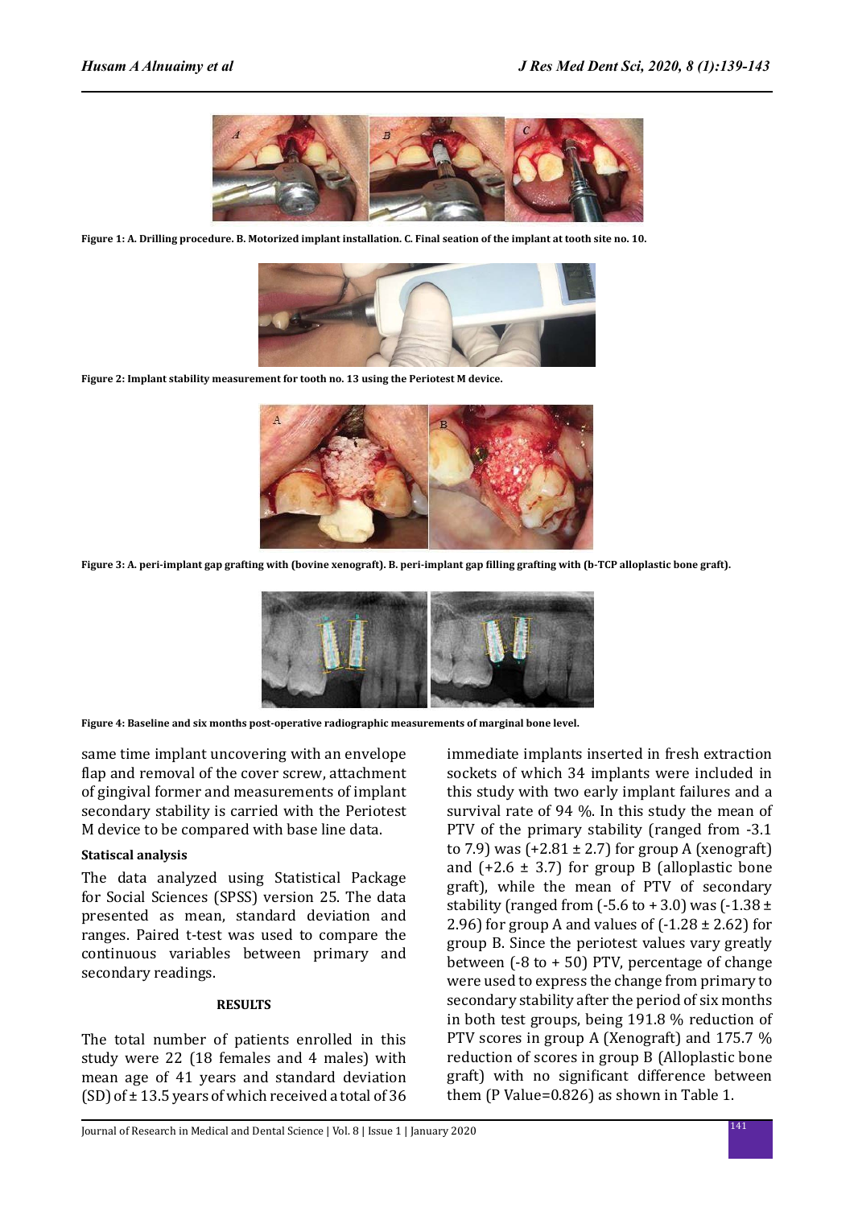Figure 1: A. Drilling procedure. B. Motorized implant installation. C. Final seation of the implant at tooth site no. 10.

Figure 2: Implant stability measurement for tooth no. 13 using the Periotest M device.

Figure 3: A. peri-implant gap grafting with (bovine xenograft). B. peri-implant gap filling grafting with (b-TCP alloplastic bone graft).

Figure 4: Baseline and six months post-operative radiographic measurements of marginal bone level.

same time implant uncovering with an envelope flap and removal of the cover screw, attachment of gingival former and measurements of implant secondary stability is carried with the Periotest M device to be compared with base line data.

**Statiscal analysis**

The data analyzed using Statistical Package for Social Sciences (SPSS) version 25. The data presented as mean, standard deviation and ranges. Paired t-test was used to compare the continuous variables between primary and secondary readings.

## RESULTS

The total number of patients enrolled in this study were 22 (18 females and 4 males) with mean age of 41 years and standard deviation (SD) of ± 13.5 years of which received a total of 36 immediate implants inserted in fresh extraction sockets of which 34 implants were included in this study with two early implant failures and a survival rate of 94 %. In this study the mean of PTV of the primary stability (ranged from -3.1 to 7.9) was (+2.81 ± 2.7) for group A (xenograft) and (+2.6 ± 3.7) for group B (alloplastic bone graft), while the mean of PTV of secondary stability (ranged from (-5.6 to + 3.0) was (-1.38 ± 2.96) for group A and values of (-1.28 ± 2.62) for group B. Since the periotest values vary greatly between (-8 to + 50) PTV, percentage of change were used to express the change from primary to secondary stability after the period of six months in both test groups, being 191.8 % reduction of PTV scores in group A (Xenograft) and 175.7 % reduction of scores in group B (Alloplastic bone graft) with no significant difference between them (P Value=0.826) as shown in Table 1.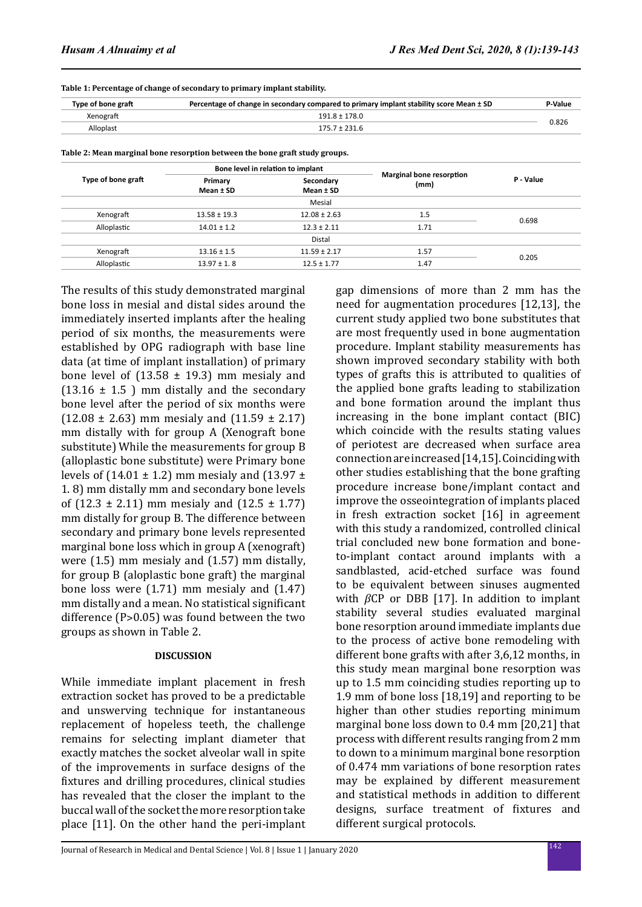**Table 1: Percentage of change of secondary to primary implant stability.**

| Type of bone graft | Percentage of change in secondary compared to primary implant stability score Mean ± SD | P-Value |
|---|---|---|
| Xenograft | 191.8 ± 178.0 | 0.826 |
| Alloplast | 175.7 ± 231.6 | |

**Table 2: Mean marginal bone resorption between the bone graft study groups.**

| Type of bone graft | Bone level in relation to implant | | Marginal bone resorption (mm) | P - Value |
|---|---|---|---|---|
| | Primary Mean ± SD | Secondary Mean ± SD | | |
| | | Mesial | | |
| Xenograft | 13.58 ± 19.3 | 12.08 ± 2.63 | 1.5 | 0.698 |
| Alloplastic | 14.01 ± 1.2 | 12.3 ± 2.11 | 1.71 | |
| | | Distal | | |
| Xenograft | 13.16 ± 1.5 | 11.59 ± 2.17 | 1.57 | 0.205 |
| Alloplastic | 13.97 ± 1. 8 | 12.5 ± 1.77 | 1.47 | |

The results of this study demonstrated marginal bone loss in mesial and distal sides around the immediately inserted implants after the healing period of six months, the measurements were established by OPG radiograph with base line data (at time of implant installation) of primary bone level of (13.58 ± 19.3) mm mesialy and (13.16 ± 1.5 ) mm distally and the secondary bone level after the period of six months were (12.08 ± 2.63) mm mesialy and (11.59 ± 2.17) mm distally with for group A (Xenograft bone substitute) While the measurements for group B (alloplastic bone substitute) were Primary bone levels of (14.01 ± 1.2) mm mesialy and (13.97 ± 1. 8) mm distally mm and secondary bone levels of (12.3 ± 2.11) mm mesialy and (12.5 ± 1.77) mm distally for group B. The difference between secondary and primary bone levels represented marginal bone loss which in group A (xenograft) were (1.5) mm mesialy and (1.57) mm distally, for group B (aloplastic bone graft) the marginal bone loss were (1.71) mm mesialy and (1.47) mm distally and a mean. No statistical significant difference (P>0.05) was found between the two groups as shown in Table 2.

## DISCUSSION

While immediate implant placement in fresh extraction socket has proved to be a predictable and unswerving technique for instantaneous replacement of hopeless teeth, the challenge remains for selecting implant diameter that exactly matches the socket alveolar wall in spite of the improvements in surface designs of the fixtures and drilling procedures, clinical studies has revealed that the closer the implant to the buccal wall of the socket the more resorption take place [11]. On the other hand the peri-implant gap dimensions of more than 2 mm has the need for augmentation procedures [12,13], the current study applied two bone substitutes that are most frequently used in bone augmentation procedure. Implant stability measurements has shown improved secondary stability with both types of grafts this is attributed to qualities of the applied bone grafts leading to stabilization and bone formation around the implant thus increasing in the bone implant contact (BIC) which coincide with the results stating values of periotest are decreased when surface area connection are increased [14,15]. Coinciding with other studies establishing that the bone grafting procedure increase bone/implant contact and improve the osseointegration of implants placed in fresh extraction socket [16] in agreement with this study a randomized, controlled clinical trial concluded new bone formation and bone-to-implant contact around implants with a sandblasted, acid-etched surface was found to be equivalent between sinuses augmented with $\beta$CP or DBB [17]. In addition to implant stability several studies evaluated marginal bone resorption around immediate implants due to the process of active bone remodeling with different bone grafts with after 3,6,12 months, in this study mean marginal bone resorption was up to 1.5 mm coinciding studies reporting up to 1.9 mm of bone loss [18,19] and reporting to be higher than other studies reporting minimum marginal bone loss down to 0.4 mm [20,21] that process with different results ranging from 2 mm to down to a minimum marginal bone resorption of 0.474 mm variations of bone resorption rates may be explained by different measurement and statistical methods in addition to different designs, surface treatment of fixtures and different surgical protocols.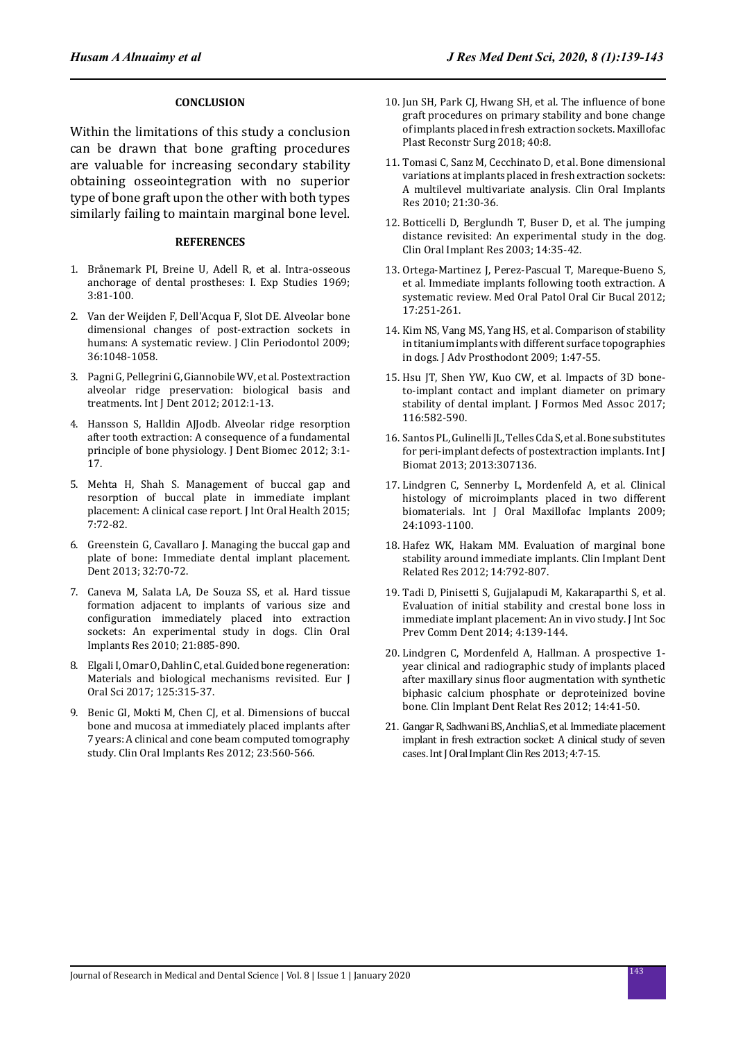## CONCLUSION

Within the limitations of this study a conclusion can be drawn that bone grafting procedures are valuable for increasing secondary stability obtaining osseointegration with no superior type of bone graft upon the other with both types similarly failing to maintain marginal bone level.

## REFERENCES

1. Brånemark PI, Breine U, Adell R, et al. Intra-osseous anchorage of dental prostheses: I. Exp Studies 1969; 3:81-100.
2. Van der Weijden F, Dell'Acqua F, Slot DE. Alveolar bone dimensional changes of post-extraction sockets in humans: A systematic review. J Clin Periodontol 2009; 36:1048-1058.
3. Pagni G, Pellegrini G, Giannobile WV, et al. Postextraction alveolar ridge preservation: biological basis and treatments. Int J Dent 2012; 2012:1-13.
4. Hansson S, Halldin AJJodb. Alveolar ridge resorption after tooth extraction: A consequence of a fundamental principle of bone physiology. J Dent Biomec 2012; 3:1-17.
5. Mehta H, Shah S. Management of buccal gap and resorption of buccal plate in immediate implant placement: A clinical case report. J Int Oral Health 2015; 7:72-82.
6. Greenstein G, Cavallaro J. Managing the buccal gap and plate of bone: Immediate dental implant placement. Dent 2013; 32:70-72.
7. Caneva M, Salata LA, De Souza SS, et al. Hard tissue formation adjacent to implants of various size and configuration immediately placed into extraction sockets: An experimental study in dogs. Clin Oral Implants Res 2010; 21:885-890.
8. Elgali I, Omar O, Dahlin C, et al. Guided bone regeneration: Materials and biological mechanisms revisited. Eur J Oral Sci 2017; 125:315-37.
9. Benic GI, Mokti M, Chen CJ, et al. Dimensions of buccal bone and mucosa at immediately placed implants after 7 years: A clinical and cone beam computed tomography study. Clin Oral Implants Res 2012; 23:560-566.
10. Jun SH, Park CJ, Hwang SH, et al. The influence of bone graft procedures on primary stability and bone change of implants placed in fresh extraction sockets. Maxillofac Plast Reconstr Surg 2018; 40:8.
11. Tomasi C, Sanz M, Cecchinato D, et al. Bone dimensional variations at implants placed in fresh extraction sockets: A multilevel multivariate analysis. Clin Oral Implants Res 2010; 21:30-36.
12. Botticelli D, Berglundh T, Buser D, et al. The jumping distance revisited: An experimental study in the dog. Clin Oral Implant Res 2003; 14:35-42.
13. Ortega-Martinez J, Perez-Pascual T, Mareque-Bueno S, et al. Immediate implants following tooth extraction. A systematic review. Med Oral Patol Oral Cir Bucal 2012; 17:251-261.
14. Kim NS, Vang MS, Yang HS, et al. Comparison of stability in titanium implants with different surface topographies in dogs. J Adv Prosthodont 2009; 1:47-55.
15. Hsu JT, Shen YW, Kuo CW, et al. Impacts of 3D bone-to-implant contact and implant diameter on primary stability of dental implant. J Formos Med Assoc 2017; 116:582-590.
16. Santos PL, Gulinelli JL, Telles Cda S, et al. Bone substitutes for peri-implant defects of postextraction implants. Int J Biomat 2013; 2013:307136.
17. Lindgren C, Sennerby L, Mordenfeld A, et al. Clinical histology of microimplants placed in two different biomaterials. Int J Oral Maxillofac Implants 2009; 24:1093-1100.
18. Hafez WK, Hakam MM. Evaluation of marginal bone stability around immediate implants. Clin Implant Dent Related Res 2012; 14:792-807.
19. Tadi D, Pinisetti S, Gujjalapudi M, Kakaraparthi S, et al. Evaluation of initial stability and crestal bone loss in immediate implant placement: An in vivo study. J Int Soc Prev Comm Dent 2014; 4:139-144.
20. Lindgren C, Mordenfeld A, Hallman. A prospective 1-year clinical and radiographic study of implants placed after maxillary sinus floor augmentation with synthetic biphasic calcium phosphate or deproteinized bovine bone. Clin Implant Dent Relat Res 2012; 14:41-50.
21. Gangar R, Sadhwani BS, Anchlia S, et al. Immediate placement implant in fresh extraction socket: A clinical study of seven cases. Int J Oral Implant Clin Res 2013; 4:7-15.